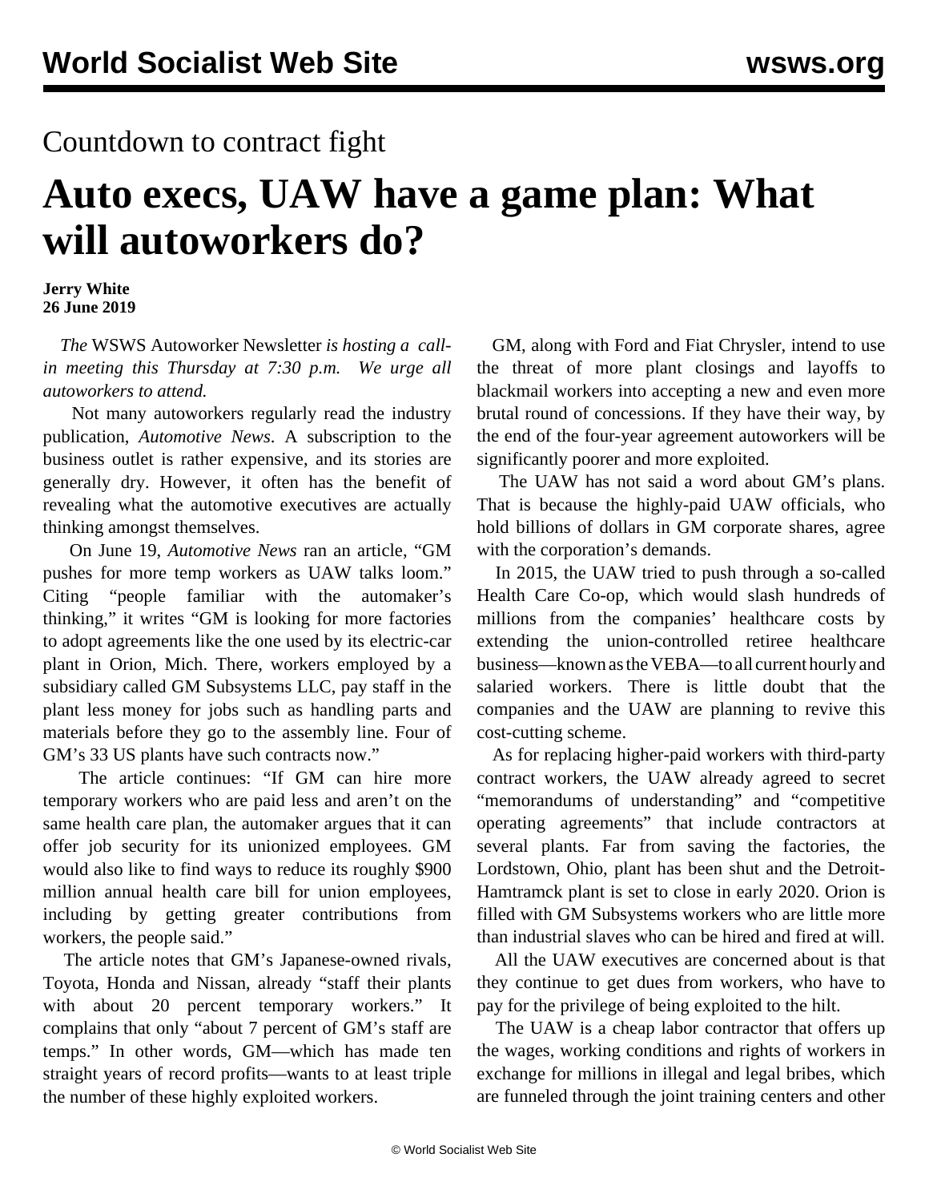Countdown to contract fight

# Auto execs, UAW have a game plan: What will autoworkers do?

**Jerry White**
**26 June 2019**

*The* WSWS Autoworker Newsletter *is hosting a call-in meeting this Thursday at 7:30 p.m. We urge all autoworkers to attend.*

Not many autoworkers regularly read the industry publication, *Automotive News*. A subscription to the business outlet is rather expensive, and its stories are generally dry. However, it often has the benefit of revealing what the automotive executives are actually thinking amongst themselves.

On June 19, *Automotive News* ran an article, "GM pushes for more temp workers as UAW talks loom." Citing "people familiar with the automaker's thinking," it writes "GM is looking for more factories to adopt agreements like the one used by its electric-car plant in Orion, Mich. There, workers employed by a subsidiary called GM Subsystems LLC, pay staff in the plant less money for jobs such as handling parts and materials before they go to the assembly line. Four of GM's 33 US plants have such contracts now."

The article continues: "If GM can hire more temporary workers who are paid less and aren't on the same health care plan, the automaker argues that it can offer job security for its unionized employees. GM would also like to find ways to reduce its roughly $900 million annual health care bill for union employees, including by getting greater contributions from workers, the people said."

The article notes that GM's Japanese-owned rivals, Toyota, Honda and Nissan, already "staff their plants with about 20 percent temporary workers." It complains that only "about 7 percent of GM's staff are temps." In other words, GM—which has made ten straight years of record profits—wants to at least triple the number of these highly exploited workers.

GM, along with Ford and Fiat Chrysler, intend to use the threat of more plant closings and layoffs to blackmail workers into accepting a new and even more brutal round of concessions. If they have their way, by the end of the four-year agreement autoworkers will be significantly poorer and more exploited.

The UAW has not said a word about GM's plans. That is because the highly-paid UAW officials, who hold billions of dollars in GM corporate shares, agree with the corporation's demands.

In 2015, the UAW tried to push through a so-called Health Care Co-op, which would slash hundreds of millions from the companies' healthcare costs by extending the union-controlled retiree healthcare business—known as the VEBA—to all current hourly and salaried workers. There is little doubt that the companies and the UAW are planning to revive this cost-cutting scheme.

As for replacing higher-paid workers with third-party contract workers, the UAW already agreed to secret "memorandums of understanding" and "competitive operating agreements" that include contractors at several plants. Far from saving the factories, the Lordstown, Ohio, plant has been shut and the Detroit-Hamtramck plant is set to close in early 2020. Orion is filled with GM Subsystems workers who are little more than industrial slaves who can be hired and fired at will.

All the UAW executives are concerned about is that they continue to get dues from workers, who have to pay for the privilege of being exploited to the hilt.

The UAW is a cheap labor contractor that offers up the wages, working conditions and rights of workers in exchange for millions in illegal and legal bribes, which are funneled through the joint training centers and other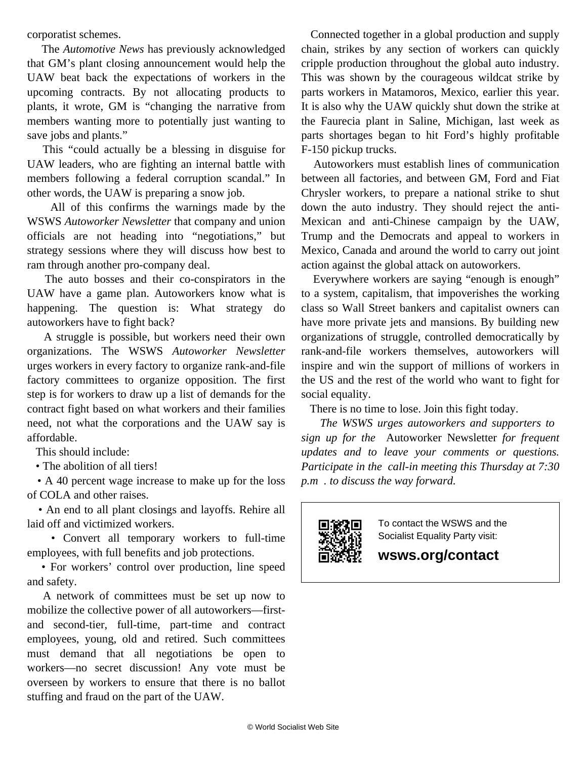corporatist schemes.

The *Automotive News* has previously acknowledged that GM's plant closing announcement would help the UAW beat back the expectations of workers in the upcoming contracts. By not allocating products to plants, it wrote, GM is "changing the narrative from members wanting more to potentially just wanting to save jobs and plants."

This "could actually be a blessing in disguise for UAW leaders, who are fighting an internal battle with members following a federal corruption scandal." In other words, the UAW is preparing a snow job.

All of this confirms the warnings made by the WSWS *Autoworker Newsletter* that company and union officials are not heading into "negotiations," but strategy sessions where they will discuss how best to ram through another pro-company deal.

The auto bosses and their co-conspirators in the UAW have a game plan. Autoworkers know what is happening. The question is: What strategy do autoworkers have to fight back?

A struggle is possible, but workers need their own organizations. The WSWS *Autoworker Newsletter* urges workers in every factory to organize rank-and-file factory committees to organize opposition. The first step is for workers to draw up a list of demands for the contract fight based on what workers and their families need, not what the corporations and the UAW say is affordable.

This should include:

• The abolition of all tiers!

• A 40 percent wage increase to make up for the loss of COLA and other raises.

• An end to all plant closings and layoffs. Rehire all laid off and victimized workers.

• Convert all temporary workers to full-time employees, with full benefits and job protections.

• For workers' control over production, line speed and safety.

A network of committees must be set up now to mobilize the collective power of all autoworkers—first- and second-tier, full-time, part-time and contract employees, young, old and retired. Such committees must demand that all negotiations be open to workers—no secret discussion! Any vote must be overseen by workers to ensure that there is no ballot stuffing and fraud on the part of the UAW.

Connected together in a global production and supply chain, strikes by any section of workers can quickly cripple production throughout the global auto industry. This was shown by the courageous wildcat strike by parts workers in Matamoros, Mexico, earlier this year. It is also why the UAW quickly shut down the strike at the Faurecia plant in Saline, Michigan, last week as parts shortages began to hit Ford's highly profitable F-150 pickup trucks.

Autoworkers must establish lines of communication between all factories, and between GM, Ford and Fiat Chrysler workers, to prepare a national strike to shut down the auto industry. They should reject the anti-Mexican and anti-Chinese campaign by the UAW, Trump and the Democrats and appeal to workers in Mexico, Canada and around the world to carry out joint action against the global attack on autoworkers.

Everywhere workers are saying "enough is enough" to a system, capitalism, that impoverishes the working class so Wall Street bankers and capitalist owners can have more private jets and mansions. By building new organizations of struggle, controlled democratically by rank-and-file workers themselves, autoworkers will inspire and win the support of millions of workers in the US and the rest of the world who want to fight for social equality.

There is no time to lose. Join this fight today.

*The WSWS urges autoworkers and supporters to sign up for the* Autoworker Newsletter *for frequent updates and to leave your comments or questions. Participate in the call-in meeting this Thursday at 7:30 p.m . to discuss the way forward.*

To contact the WSWS and the Socialist Equality Party visit:

**wsws.org/contact**